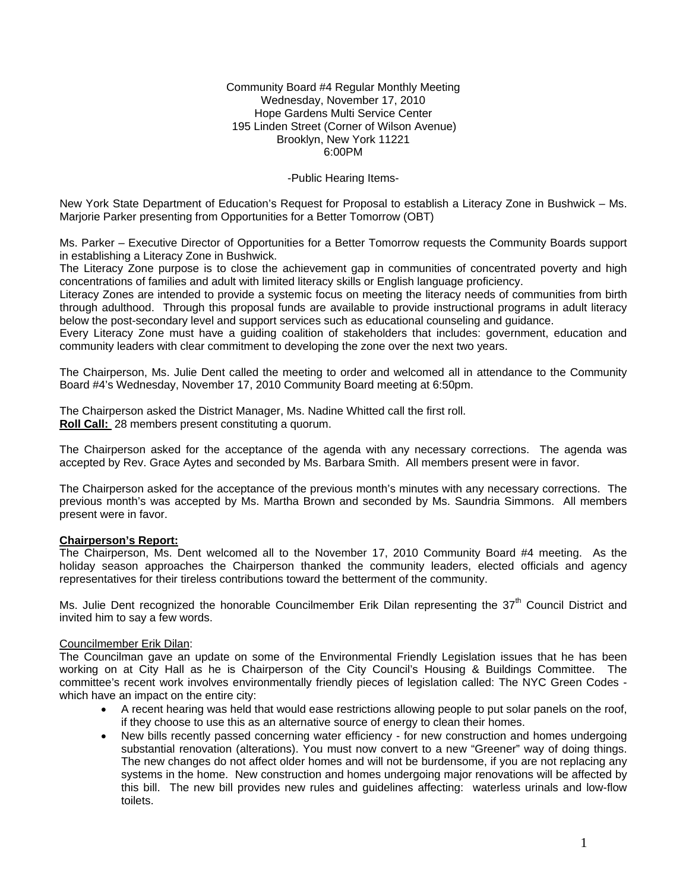Community Board #4 Regular Monthly Meeting
Wednesday, November 17, 2010
Hope Gardens Multi Service Center
195 Linden Street (Corner of Wilson Avenue)
Brooklyn, New York 11221
6:00PM

-Public Hearing Items-

New York State Department of Education's Request for Proposal to establish a Literacy Zone in Bushwick – Ms. Marjorie Parker presenting from Opportunities for a Better Tomorrow (OBT)

Ms. Parker – Executive Director of Opportunities for a Better Tomorrow requests the Community Boards support in establishing a Literacy Zone in Bushwick.
The Literacy Zone purpose is to close the achievement gap in communities of concentrated poverty and high concentrations of families and adult with limited literacy skills or English language proficiency.
Literacy Zones are intended to provide a systemic focus on meeting the literacy needs of communities from birth through adulthood. Through this proposal funds are available to provide instructional programs in adult literacy below the post-secondary level and support services such as educational counseling and guidance.
Every Literacy Zone must have a guiding coalition of stakeholders that includes: government, education and community leaders with clear commitment to developing the zone over the next two years.

The Chairperson, Ms. Julie Dent called the meeting to order and welcomed all in attendance to the Community Board #4's Wednesday, November 17, 2010 Community Board meeting at 6:50pm.

The Chairperson asked the District Manager, Ms. Nadine Whitted call the first roll.
**Roll Call:** 28 members present constituting a quorum.

The Chairperson asked for the acceptance of the agenda with any necessary corrections. The agenda was accepted by Rev. Grace Aytes and seconded by Ms. Barbara Smith. All members present were in favor.

The Chairperson asked for the acceptance of the previous month's minutes with any necessary corrections. The previous month's was accepted by Ms. Martha Brown and seconded by Ms. Saundria Simmons. All members present were in favor.

**Chairperson's Report:**
The Chairperson, Ms. Dent welcomed all to the November 17, 2010 Community Board #4 meeting. As the holiday season approaches the Chairperson thanked the community leaders, elected officials and agency representatives for their tireless contributions toward the betterment of the community.

Ms. Julie Dent recognized the honorable Councilmember Erik Dilan representing the 37th Council District and invited him to say a few words.

Councilmember Erik Dilan:
The Councilman gave an update on some of the Environmental Friendly Legislation issues that he has been working on at City Hall as he is Chairperson of the City Council's Housing & Buildings Committee. The committee's recent work involves environmentally friendly pieces of legislation called: The NYC Green Codes - which have an impact on the entire city:

- A recent hearing was held that would ease restrictions allowing people to put solar panels on the roof, if they choose to use this as an alternative source of energy to clean their homes.
- New bills recently passed concerning water efficiency - for new construction and homes undergoing substantial renovation (alterations). You must now convert to a new "Greener" way of doing things. The new changes do not affect older homes and will not be burdensome, if you are not replacing any systems in the home. New construction and homes undergoing major renovations will be affected by this bill. The new bill provides new rules and guidelines affecting: waterless urinals and low-flow toilets.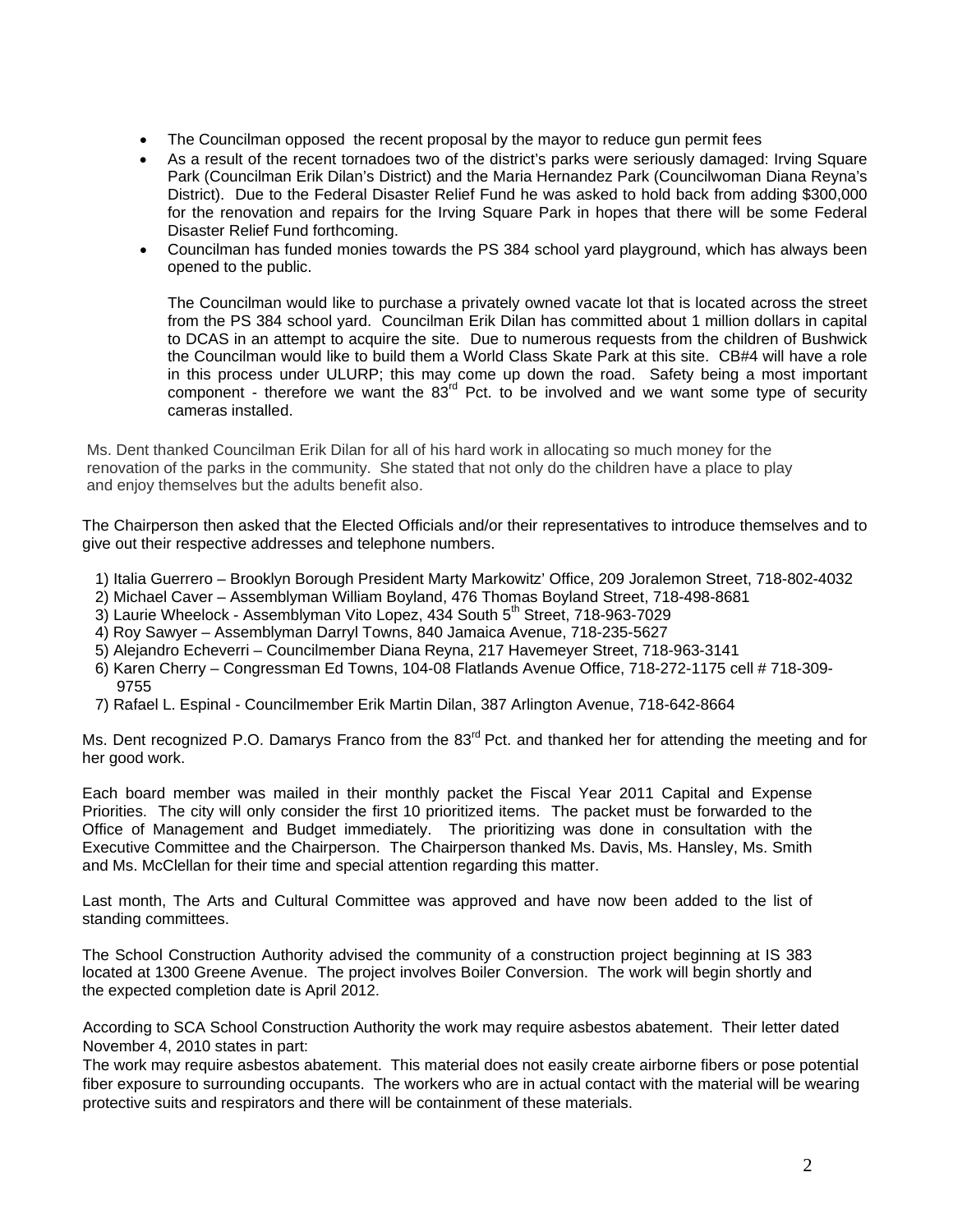- The Councilman opposed the recent proposal by the mayor to reduce gun permit fees
- As a result of the recent tornadoes two of the district's parks were seriously damaged: Irving Square Park (Councilman Erik Dilan's District) and the Maria Hernandez Park (Councilwoman Diana Reyna's District). Due to the Federal Disaster Relief Fund he was asked to hold back from adding $300,000 for the renovation and repairs for the Irving Square Park in hopes that there will be some Federal Disaster Relief Fund forthcoming.
- Councilman has funded monies towards the PS 384 school yard playground, which has always been opened to the public.

  The Councilman would like to purchase a privately owned vacate lot that is located across the street from the PS 384 school yard. Councilman Erik Dilan has committed about 1 million dollars in capital to DCAS in an attempt to acquire the site. Due to numerous requests from the children of Bushwick the Councilman would like to build them a World Class Skate Park at this site. CB#4 will have a role in this process under ULURP; this may come up down the road. Safety being a most important component - therefore we want the 83rd Pct. to be involved and we want some type of security cameras installed.

Ms. Dent thanked Councilman Erik Dilan for all of his hard work in allocating so much money for the renovation of the parks in the community. She stated that not only do the children have a place to play and enjoy themselves but the adults benefit also.

The Chairperson then asked that the Elected Officials and/or their representatives to introduce themselves and to give out their respective addresses and telephone numbers.

1) Italia Guerrero – Brooklyn Borough President Marty Markowitz' Office, 209 Joralemon Street, 718-802-4032
2) Michael Caver – Assemblyman William Boyland, 476 Thomas Boyland Street, 718-498-8681
3) Laurie Wheelock - Assemblyman Vito Lopez, 434 South 5th Street, 718-963-7029
4) Roy Sawyer – Assemblyman Darryl Towns, 840 Jamaica Avenue, 718-235-5627
5) Alejandro Echeverri – Councilmember Diana Reyna, 217 Havemeyer Street, 718-963-3141
6) Karen Cherry – Congressman Ed Towns, 104-08 Flatlands Avenue Office, 718-272-1175 cell # 718-309-9755
7) Rafael L. Espinal - Councilmember Erik Martin Dilan, 387 Arlington Avenue, 718-642-8664

Ms. Dent recognized P.O. Damarys Franco from the 83rd Pct. and thanked her for attending the meeting and for her good work.

Each board member was mailed in their monthly packet the Fiscal Year 2011 Capital and Expense Priorities. The city will only consider the first 10 prioritized items. The packet must be forwarded to the Office of Management and Budget immediately. The prioritizing was done in consultation with the Executive Committee and the Chairperson. The Chairperson thanked Ms. Davis, Ms. Hansley, Ms. Smith and Ms. McClellan for their time and special attention regarding this matter.

Last month, The Arts and Cultural Committee was approved and have now been added to the list of standing committees.

The School Construction Authority advised the community of a construction project beginning at IS 383 located at 1300 Greene Avenue. The project involves Boiler Conversion. The work will begin shortly and the expected completion date is April 2012.

According to SCA School Construction Authority the work may require asbestos abatement. Their letter dated November 4, 2010 states in part:
The work may require asbestos abatement. This material does not easily create airborne fibers or pose potential fiber exposure to surrounding occupants. The workers who are in actual contact with the material will be wearing protective suits and respirators and there will be containment of these materials.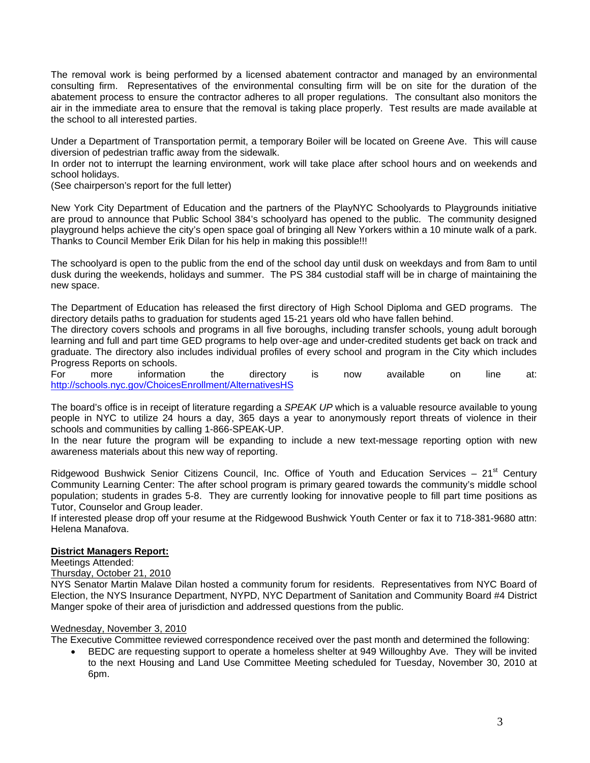The removal work is being performed by a licensed abatement contractor and managed by an environmental consulting firm. Representatives of the environmental consulting firm will be on site for the duration of the abatement process to ensure the contractor adheres to all proper regulations. The consultant also monitors the air in the immediate area to ensure that the removal is taking place properly. Test results are made available at the school to all interested parties.

Under a Department of Transportation permit, a temporary Boiler will be located on Greene Ave. This will cause diversion of pedestrian traffic away from the sidewalk.
In order not to interrupt the learning environment, work will take place after school hours and on weekends and school holidays.
(See chairperson's report for the full letter)

New York City Department of Education and the partners of the PlayNYC Schoolyards to Playgrounds initiative are proud to announce that Public School 384's schoolyard has opened to the public. The community designed playground helps achieve the city's open space goal of bringing all New Yorkers within a 10 minute walk of a park. Thanks to Council Member Erik Dilan for his help in making this possible!!!

The schoolyard is open to the public from the end of the school day until dusk on weekdays and from 8am to until dusk during the weekends, holidays and summer. The PS 384 custodial staff will be in charge of maintaining the new space.

The Department of Education has released the first directory of High School Diploma and GED programs. The directory details paths to graduation for students aged 15-21 years old who have fallen behind.
The directory covers schools and programs in all five boroughs, including transfer schools, young adult borough learning and full and part time GED programs to help over-age and under-credited students get back on track and graduate. The directory also includes individual profiles of every school and program in the City which includes Progress Reports on schools.
For more information the directory is now available on line at: http://schools.nyc.gov/ChoicesEnrollment/AlternativesHS

The board's office is in receipt of literature regarding a *SPEAK UP* which is a valuable resource available to young people in NYC to utilize 24 hours a day, 365 days a year to anonymously report threats of violence in their schools and communities by calling 1-866-SPEAK-UP.
In the near future the program will be expanding to include a new text-message reporting option with new awareness materials about this new way of reporting.

Ridgewood Bushwick Senior Citizens Council, Inc. Office of Youth and Education Services – 21st Century Community Learning Center: The after school program is primary geared towards the community's middle school population; students in grades 5-8. They are currently looking for innovative people to fill part time positions as Tutor, Counselor and Group leader.
If interested please drop off your resume at the Ridgewood Bushwick Youth Center or fax it to 718-381-9680 attn: Helena Manafova.

**District Managers Report:**

Meetings Attended:

Thursday, October 21, 2010

NYS Senator Martin Malave Dilan hosted a community forum for residents. Representatives from NYC Board of Election, the NYS Insurance Department, NYPD, NYC Department of Sanitation and Community Board #4 District Manger spoke of their area of jurisdiction and addressed questions from the public.

Wednesday, November 3, 2010

The Executive Committee reviewed correspondence received over the past month and determined the following:

- BEDC are requesting support to operate a homeless shelter at 949 Willoughby Ave. They will be invited to the next Housing and Land Use Committee Meeting scheduled for Tuesday, November 30, 2010 at 6pm.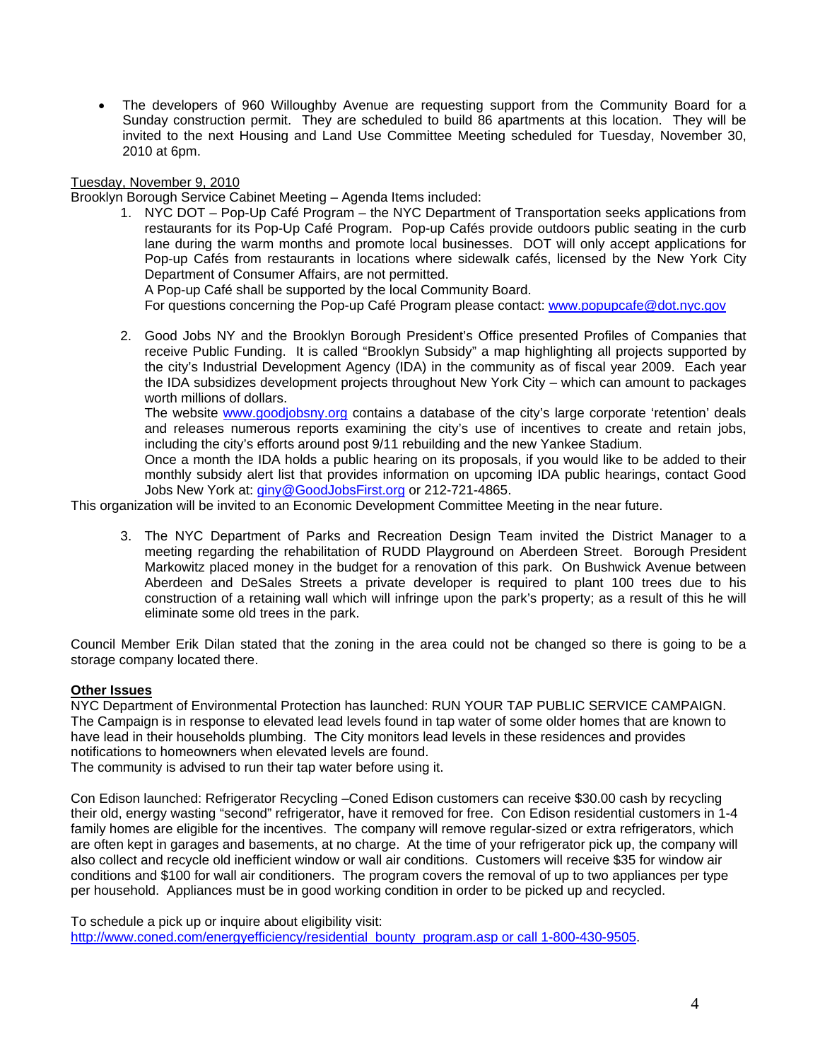- The developers of 960 Willoughby Avenue are requesting support from the Community Board for a Sunday construction permit. They are scheduled to build 86 apartments at this location. They will be invited to the next Housing and Land Use Committee Meeting scheduled for Tuesday, November 30, 2010 at 6pm.

Tuesday, November 9, 2010

Brooklyn Borough Service Cabinet Meeting – Agenda Items included:

1. NYC DOT – Pop-Up Café Program – the NYC Department of Transportation seeks applications from restaurants for its Pop-Up Café Program. Pop-up Cafés provide outdoors public seating in the curb lane during the warm months and promote local businesses. DOT will only accept applications for Pop-up Cafés from restaurants in locations where sidewalk cafés, licensed by the New York City Department of Consumer Affairs, are not permitted.
   A Pop-up Café shall be supported by the local Community Board.
   For questions concerning the Pop-up Café Program please contact: www.popupcafe@dot.nyc.gov

2. Good Jobs NY and the Brooklyn Borough President's Office presented Profiles of Companies that receive Public Funding. It is called "Brooklyn Subsidy" a map highlighting all projects supported by the city's Industrial Development Agency (IDA) in the community as of fiscal year 2009. Each year the IDA subsidizes development projects throughout New York City – which can amount to packages worth millions of dollars.
   The website www.goodjobsny.org contains a database of the city's large corporate 'retention' deals and releases numerous reports examining the city's use of incentives to create and retain jobs, including the city's efforts around post 9/11 rebuilding and the new Yankee Stadium.
   Once a month the IDA holds a public hearing on its proposals, if you would like to be added to their monthly subsidy alert list that provides information on upcoming IDA public hearings, contact Good Jobs New York at: giny@GoodJobsFirst.org or 212-721-4865.

This organization will be invited to an Economic Development Committee Meeting in the near future.

3. The NYC Department of Parks and Recreation Design Team invited the District Manager to a meeting regarding the rehabilitation of RUDD Playground on Aberdeen Street. Borough President Markowitz placed money in the budget for a renovation of this park. On Bushwick Avenue between Aberdeen and DeSales Streets a private developer is required to plant 100 trees due to his construction of a retaining wall which will infringe upon the park's property; as a result of this he will eliminate some old trees in the park.

Council Member Erik Dilan stated that the zoning in the area could not be changed so there is going to be a storage company located there.

**Other Issues**

NYC Department of Environmental Protection has launched: RUN YOUR TAP PUBLIC SERVICE CAMPAIGN. The Campaign is in response to elevated lead levels found in tap water of some older homes that are known to have lead in their households plumbing. The City monitors lead levels in these residences and provides notifications to homeowners when elevated levels are found.
The community is advised to run their tap water before using it.

Con Edison launched: Refrigerator Recycling –Coned Edison customers can receive $30.00 cash by recycling their old, energy wasting "second" refrigerator, have it removed for free. Con Edison residential customers in 1-4 family homes are eligible for the incentives. The company will remove regular-sized or extra refrigerators, which are often kept in garages and basements, at no charge. At the time of your refrigerator pick up, the company will also collect and recycle old inefficient window or wall air conditions. Customers will receive $35 for window air conditions and $100 for wall air conditioners. The program covers the removal of up to two appliances per type per household. Appliances must be in good working condition in order to be picked up and recycled.

To schedule a pick up or inquire about eligibility visit:
http://www.coned.com/energyefficiency/residential_bounty_program.asp or call 1-800-430-9505.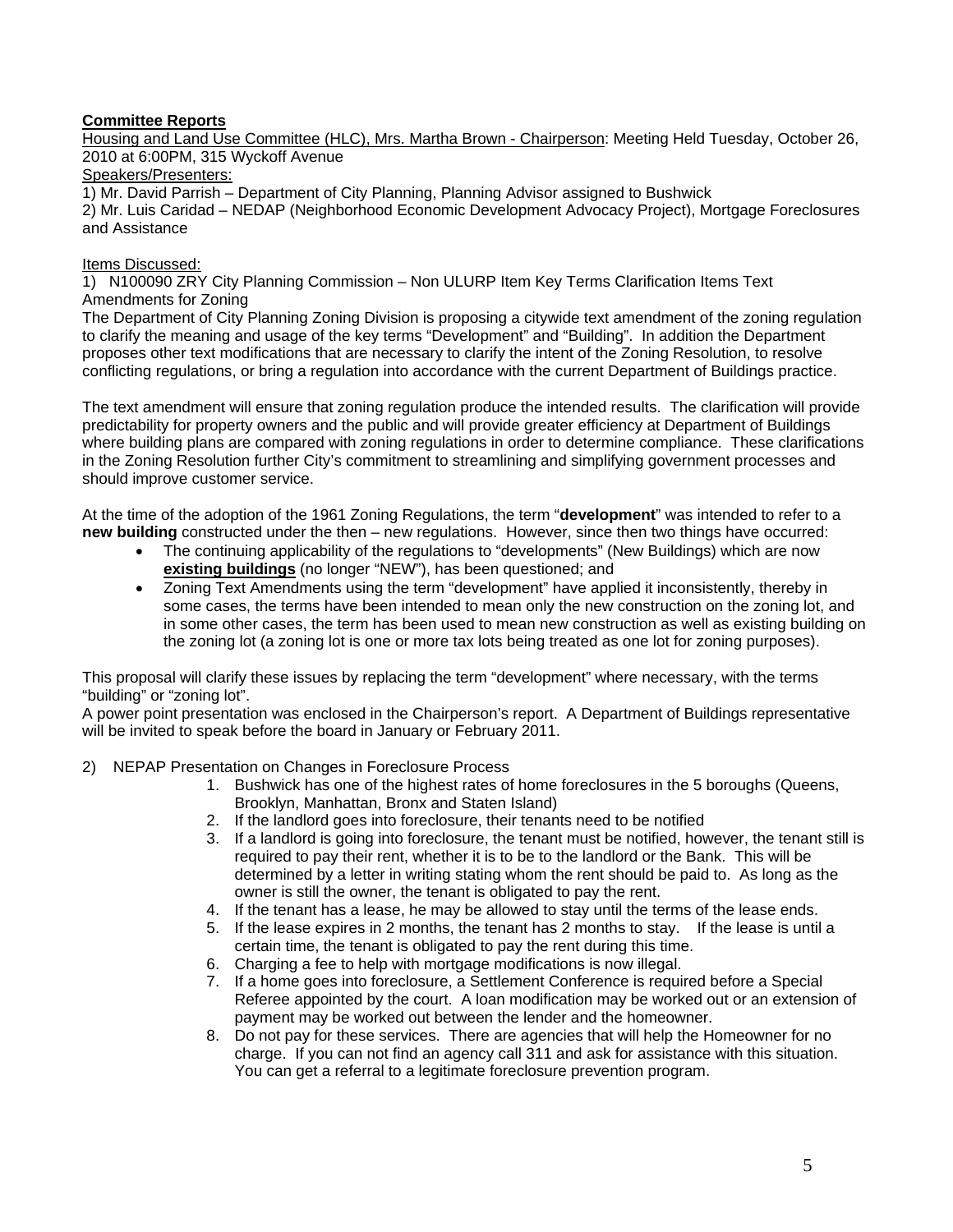**Committee Reports**

Housing and Land Use Committee (HLC), Mrs. Martha Brown - Chairperson: Meeting Held Tuesday, October 26, 2010 at 6:00PM, 315 Wyckoff Avenue

Speakers/Presenters:

1) Mr. David Parrish – Department of City Planning, Planning Advisor assigned to Bushwick

2) Mr. Luis Caridad – NEDAP (Neighborhood Economic Development Advocacy Project), Mortgage Foreclosures and Assistance

Items Discussed:

1) N100090 ZRY City Planning Commission – Non ULURP Item Key Terms Clarification Items Text Amendments for Zoning

The Department of City Planning Zoning Division is proposing a citywide text amendment of the zoning regulation to clarify the meaning and usage of the key terms "Development" and "Building". In addition the Department proposes other text modifications that are necessary to clarify the intent of the Zoning Resolution, to resolve conflicting regulations, or bring a regulation into accordance with the current Department of Buildings practice.

The text amendment will ensure that zoning regulation produce the intended results. The clarification will provide predictability for property owners and the public and will provide greater efficiency at Department of Buildings where building plans are compared with zoning regulations in order to determine compliance. These clarifications in the Zoning Resolution further City's commitment to streamlining and simplifying government processes and should improve customer service.

At the time of the adoption of the 1961 Zoning Regulations, the term "**development**" was intended to refer to a **new building** constructed under the then – new regulations. However, since then two things have occurred:

- The continuing applicability of the regulations to "developments" (New Buildings) which are now **existing buildings** (no longer "NEW"), has been questioned; and
- Zoning Text Amendments using the term "development" have applied it inconsistently, thereby in some cases, the terms have been intended to mean only the new construction on the zoning lot, and in some other cases, the term has been used to mean new construction as well as existing building on the zoning lot (a zoning lot is one or more tax lots being treated as one lot for zoning purposes).

This proposal will clarify these issues by replacing the term "development" where necessary, with the terms "building" or "zoning lot".

A power point presentation was enclosed in the Chairperson's report. A Department of Buildings representative will be invited to speak before the board in January or February 2011.

2) NEPAP Presentation on Changes in Foreclosure Process

1. Bushwick has one of the highest rates of home foreclosures in the 5 boroughs (Queens, Brooklyn, Manhattan, Bronx and Staten Island)
2. If the landlord goes into foreclosure, their tenants need to be notified
3. If a landlord is going into foreclosure, the tenant must be notified, however, the tenant still is required to pay their rent, whether it is to be to the landlord or the Bank. This will be determined by a letter in writing stating whom the rent should be paid to. As long as the owner is still the owner, the tenant is obligated to pay the rent.
4. If the tenant has a lease, he may be allowed to stay until the terms of the lease ends.
5. If the lease expires in 2 months, the tenant has 2 months to stay. If the lease is until a certain time, the tenant is obligated to pay the rent during this time.
6. Charging a fee to help with mortgage modifications is now illegal.
7. If a home goes into foreclosure, a Settlement Conference is required before a Special Referee appointed by the court. A loan modification may be worked out or an extension of payment may be worked out between the lender and the homeowner.
8. Do not pay for these services. There are agencies that will help the Homeowner for no charge. If you can not find an agency call 311 and ask for assistance with this situation. You can get a referral to a legitimate foreclosure prevention program.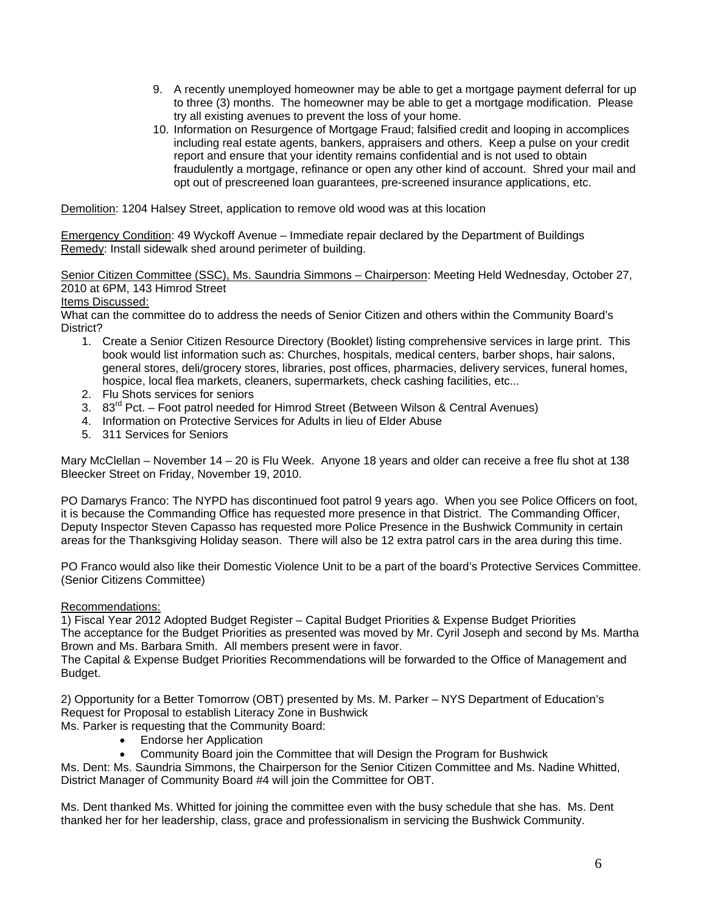9. A recently unemployed homeowner may be able to get a mortgage payment deferral for up to three (3) months. The homeowner may be able to get a mortgage modification. Please try all existing avenues to prevent the loss of your home.
10. Information on Resurgence of Mortgage Fraud; falsified credit and looping in accomplices including real estate agents, bankers, appraisers and others. Keep a pulse on your credit report and ensure that your identity remains confidential and is not used to obtain fraudulently a mortgage, refinance or open any other kind of account. Shred your mail and opt out of prescreened loan guarantees, pre-screened insurance applications, etc.

<u>Demolition</u>: 1204 Halsey Street, application to remove old wood was at this location

<u>Emergency Condition</u>: 49 Wyckoff Avenue – Immediate repair declared by the Department of Buildings
<u>Remedy</u>: Install sidewalk shed around perimeter of building.

<u>Senior Citizen Committee (SSC), Ms. Saundria Simmons – Chairperson</u>: Meeting Held Wednesday, October 27, 2010 at 6PM, 143 Himrod Street

<u>Items Discussed:</u>

What can the committee do to address the needs of Senior Citizen and others within the Community Board's District?

1. Create a Senior Citizen Resource Directory (Booklet) listing comprehensive services in large print. This book would list information such as: Churches, hospitals, medical centers, barber shops, hair salons, general stores, deli/grocery stores, libraries, post offices, pharmacies, delivery services, funeral homes, hospice, local flea markets, cleaners, supermarkets, check cashing facilities, etc...
2. Flu Shots services for seniors
3. 83rd Pct. – Foot patrol needed for Himrod Street (Between Wilson & Central Avenues)
4. Information on Protective Services for Adults in lieu of Elder Abuse
5. 311 Services for Seniors

Mary McClellan – November 14 – 20 is Flu Week. Anyone 18 years and older can receive a free flu shot at 138 Bleecker Street on Friday, November 19, 2010.

PO Damarys Franco: The NYPD has discontinued foot patrol 9 years ago. When you see Police Officers on foot, it is because the Commanding Office has requested more presence in that District. The Commanding Officer, Deputy Inspector Steven Capasso has requested more Police Presence in the Bushwick Community in certain areas for the Thanksgiving Holiday season. There will also be 12 extra patrol cars in the area during this time.

PO Franco would also like their Domestic Violence Unit to be a part of the board's Protective Services Committee. (Senior Citizens Committee)

<u>Recommendations:</u>

1) Fiscal Year 2012 Adopted Budget Register – Capital Budget Priorities & Expense Budget Priorities
The acceptance for the Budget Priorities as presented was moved by Mr. Cyril Joseph and second by Ms. Martha Brown and Ms. Barbara Smith. All members present were in favor.
The Capital & Expense Budget Priorities Recommendations will be forwarded to the Office of Management and Budget.

2) Opportunity for a Better Tomorrow (OBT) presented by Ms. M. Parker – NYS Department of Education's Request for Proposal to establish Literacy Zone in Bushwick
Ms. Parker is requesting that the Community Board:

- Endorse her Application
- Community Board join the Committee that will Design the Program for Bushwick

Ms. Dent: Ms. Saundria Simmons, the Chairperson for the Senior Citizen Committee and Ms. Nadine Whitted, District Manager of Community Board #4 will join the Committee for OBT.

Ms. Dent thanked Ms. Whitted for joining the committee even with the busy schedule that she has. Ms. Dent thanked her for her leadership, class, grace and professionalism in servicing the Bushwick Community.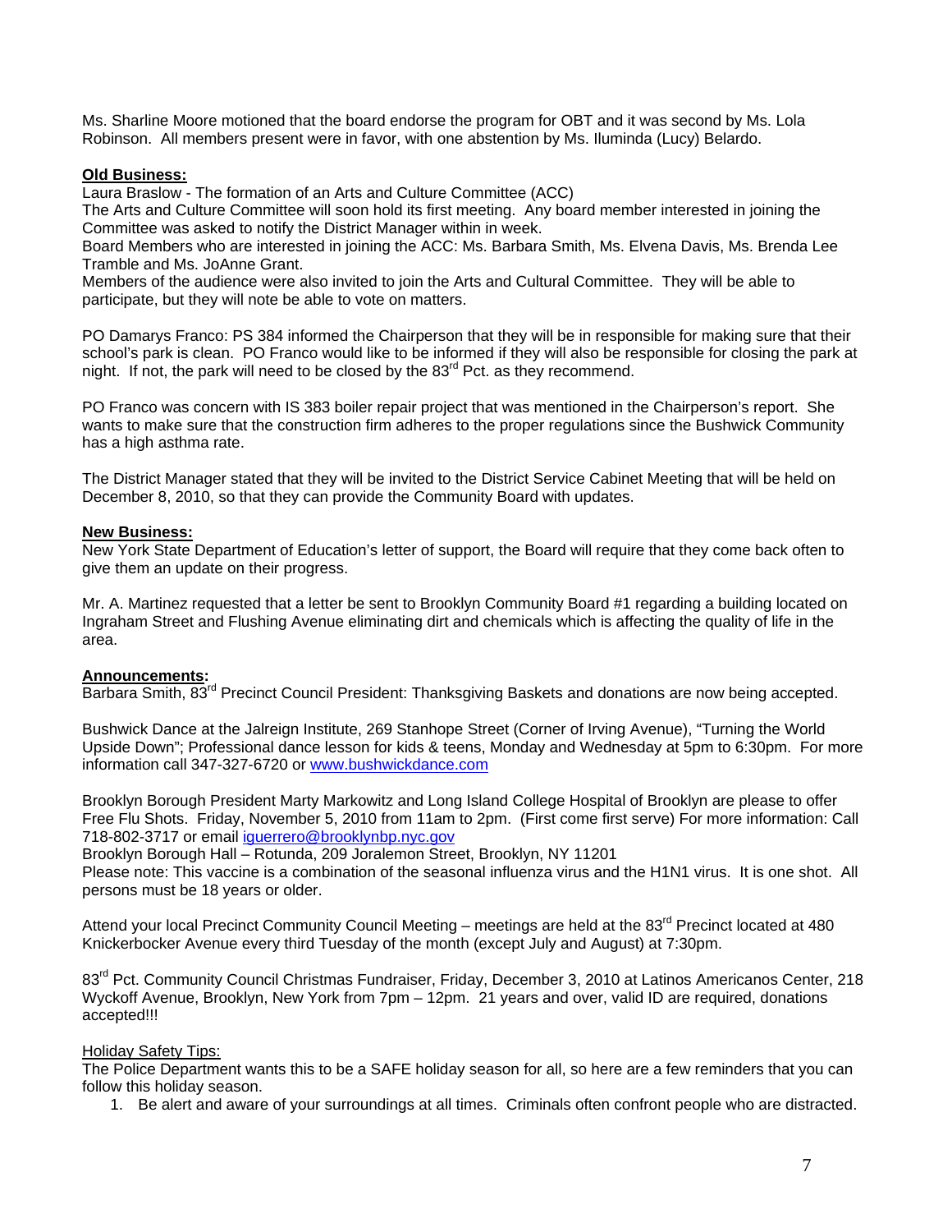Ms. Sharline Moore motioned that the board endorse the program for OBT and it was second by Ms. Lola Robinson. All members present were in favor, with one abstention by Ms. Iluminda (Lucy) Belardo.

**Old Business:**

Laura Braslow - The formation of an Arts and Culture Committee (ACC)

The Arts and Culture Committee will soon hold its first meeting. Any board member interested in joining the Committee was asked to notify the District Manager within in week.

Board Members who are interested in joining the ACC: Ms. Barbara Smith, Ms. Elvena Davis, Ms. Brenda Lee Tramble and Ms. JoAnne Grant.

Members of the audience were also invited to join the Arts and Cultural Committee. They will be able to participate, but they will note be able to vote on matters.

PO Damarys Franco: PS 384 informed the Chairperson that they will be in responsible for making sure that their school's park is clean. PO Franco would like to be informed if they will also be responsible for closing the park at night. If not, the park will need to be closed by the 83rd Pct. as they recommend.

PO Franco was concern with IS 383 boiler repair project that was mentioned in the Chairperson's report. She wants to make sure that the construction firm adheres to the proper regulations since the Bushwick Community has a high asthma rate.

The District Manager stated that they will be invited to the District Service Cabinet Meeting that will be held on December 8, 2010, so that they can provide the Community Board with updates.

**New Business:**

New York State Department of Education's letter of support, the Board will require that they come back often to give them an update on their progress.

Mr. A. Martinez requested that a letter be sent to Brooklyn Community Board #1 regarding a building located on Ingraham Street and Flushing Avenue eliminating dirt and chemicals which is affecting the quality of life in the area.

**Announcements:**

Barbara Smith, 83rd Precinct Council President: Thanksgiving Baskets and donations are now being accepted.

Bushwick Dance at the Jalreign Institute, 269 Stanhope Street (Corner of Irving Avenue), "Turning the World Upside Down"; Professional dance lesson for kids & teens, Monday and Wednesday at 5pm to 6:30pm. For more information call 347-327-6720 or www.bushwickdance.com

Brooklyn Borough President Marty Markowitz and Long Island College Hospital of Brooklyn are please to offer Free Flu Shots. Friday, November 5, 2010 from 11am to 2pm. (First come first serve) For more information: Call 718-802-3717 or email iguerrero@brooklynbp.nyc.gov

Brooklyn Borough Hall – Rotunda, 209 Joralemon Street, Brooklyn, NY 11201

Please note: This vaccine is a combination of the seasonal influenza virus and the H1N1 virus. It is one shot. All persons must be 18 years or older.

Attend your local Precinct Community Council Meeting – meetings are held at the 83rd Precinct located at 480 Knickerbocker Avenue every third Tuesday of the month (except July and August) at 7:30pm.

83rd Pct. Community Council Christmas Fundraiser, Friday, December 3, 2010 at Latinos Americanos Center, 218 Wyckoff Avenue, Brooklyn, New York from 7pm – 12pm. 21 years and over, valid ID are required, donations accepted!!!

Holiday Safety Tips:

The Police Department wants this to be a SAFE holiday season for all, so here are a few reminders that you can follow this holiday season.

1. Be alert and aware of your surroundings at all times. Criminals often confront people who are distracted.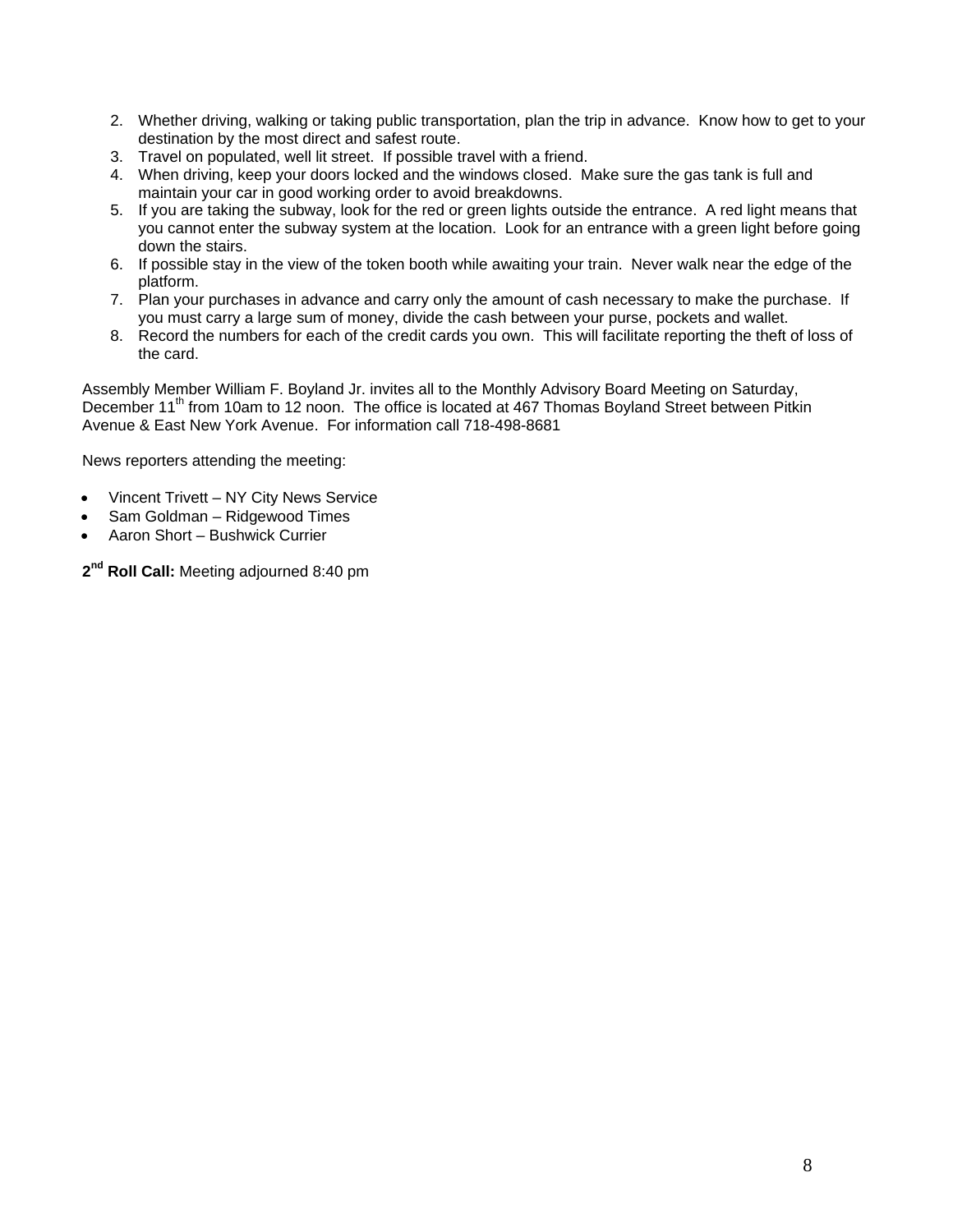2. Whether driving, walking or taking public transportation, plan the trip in advance. Know how to get to your destination by the most direct and safest route.
3. Travel on populated, well lit street. If possible travel with a friend.
4. When driving, keep your doors locked and the windows closed. Make sure the gas tank is full and maintain your car in good working order to avoid breakdowns.
5. If you are taking the subway, look for the red or green lights outside the entrance. A red light means that you cannot enter the subway system at the location. Look for an entrance with a green light before going down the stairs.
6. If possible stay in the view of the token booth while awaiting your train. Never walk near the edge of the platform.
7. Plan your purchases in advance and carry only the amount of cash necessary to make the purchase. If you must carry a large sum of money, divide the cash between your purse, pockets and wallet.
8. Record the numbers for each of the credit cards you own. This will facilitate reporting the theft of loss of the card.

Assembly Member William F. Boyland Jr. invites all to the Monthly Advisory Board Meeting on Saturday, December 11th from 10am to 12 noon. The office is located at 467 Thomas Boyland Street between Pitkin Avenue & East New York Avenue. For information call 718-498-8681

News reporters attending the meeting:

- Vincent Trivett – NY City News Service
- Sam Goldman – Ridgewood Times
- Aaron Short – Bushwick Currier

**2nd Roll Call:** Meeting adjourned 8:40 pm